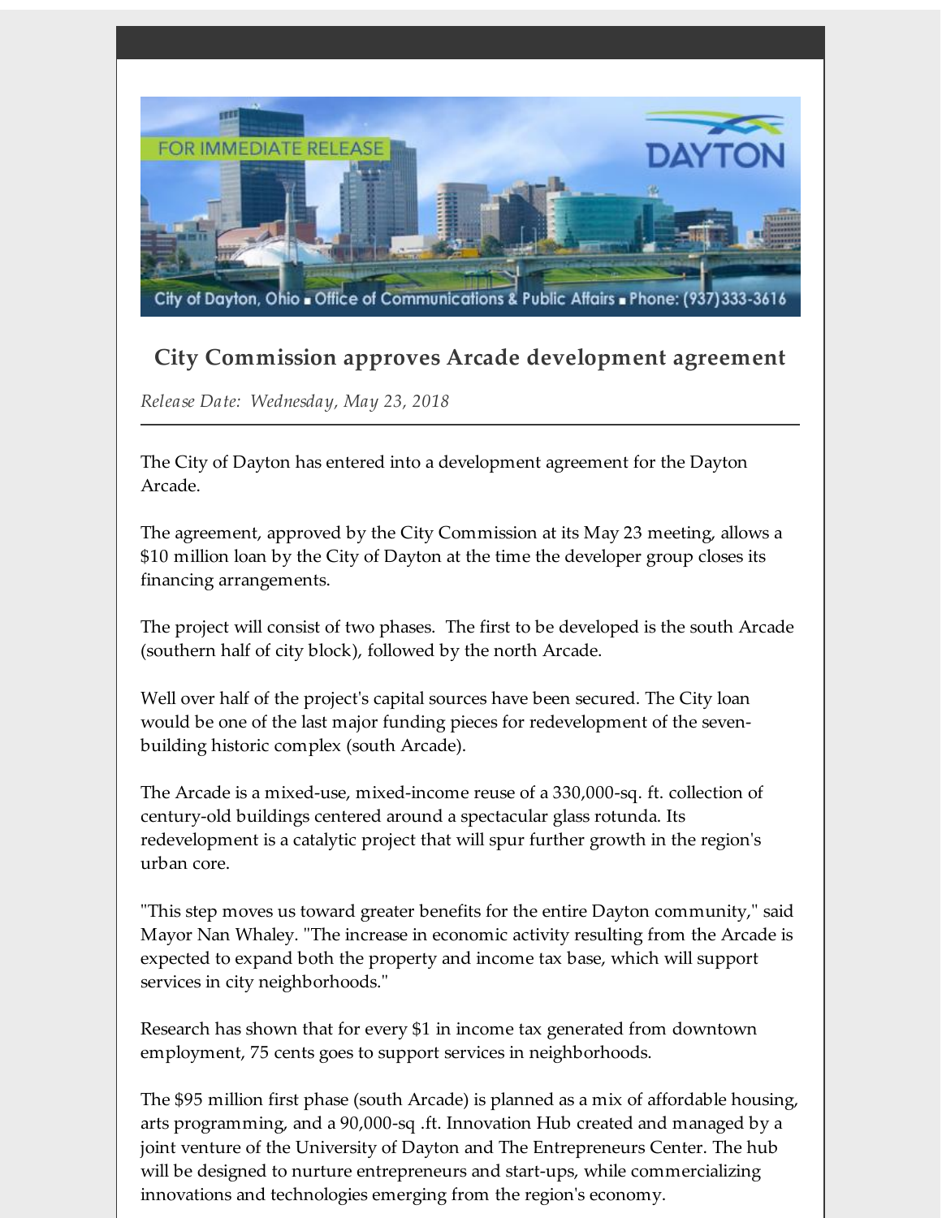FOR IMMEDIATE RELEASE

DAYTON

City of Dayton, Ohio ▪ Office of Communications & Public Affairs ▪ Phone: (937) 333-3616

## City Commission approves Arcade development agreement

*Release Date: Wednesday, May 23, 2018*

---

The City of Dayton has entered into a development agreement for the Dayton Arcade.

The agreement, approved by the City Commission at its May 23 meeting, allows a $10 million loan by the City of Dayton at the time the developer group closes its financing arrangements.

The project will consist of two phases. The first to be developed is the south Arcade (southern half of city block), followed by the north Arcade.

Well over half of the project's capital sources have been secured. The City loan would be one of the last major funding pieces for redevelopment of the seven-building historic complex (south Arcade).

The Arcade is a mixed-use, mixed-income reuse of a 330,000-sq. ft. collection of century-old buildings centered around a spectacular glass rotunda. Its redevelopment is a catalytic project that will spur further growth in the region's urban core.

"This step moves us toward greater benefits for the entire Dayton community," said Mayor Nan Whaley. "The increase in economic activity resulting from the Arcade is expected to expand both the property and income tax base, which will support services in city neighborhoods."

Research has shown that for every $1 in income tax generated from downtown employment, 75 cents goes to support services in neighborhoods.

The $95 million first phase (south Arcade) is planned as a mix of affordable housing, arts programming, and a 90,000-sq .ft. Innovation Hub created and managed by a joint venture of the University of Dayton and The Entrepreneurs Center. The hub will be designed to nurture entrepreneurs and start-ups, while commercializing innovations and technologies emerging from the region's economy.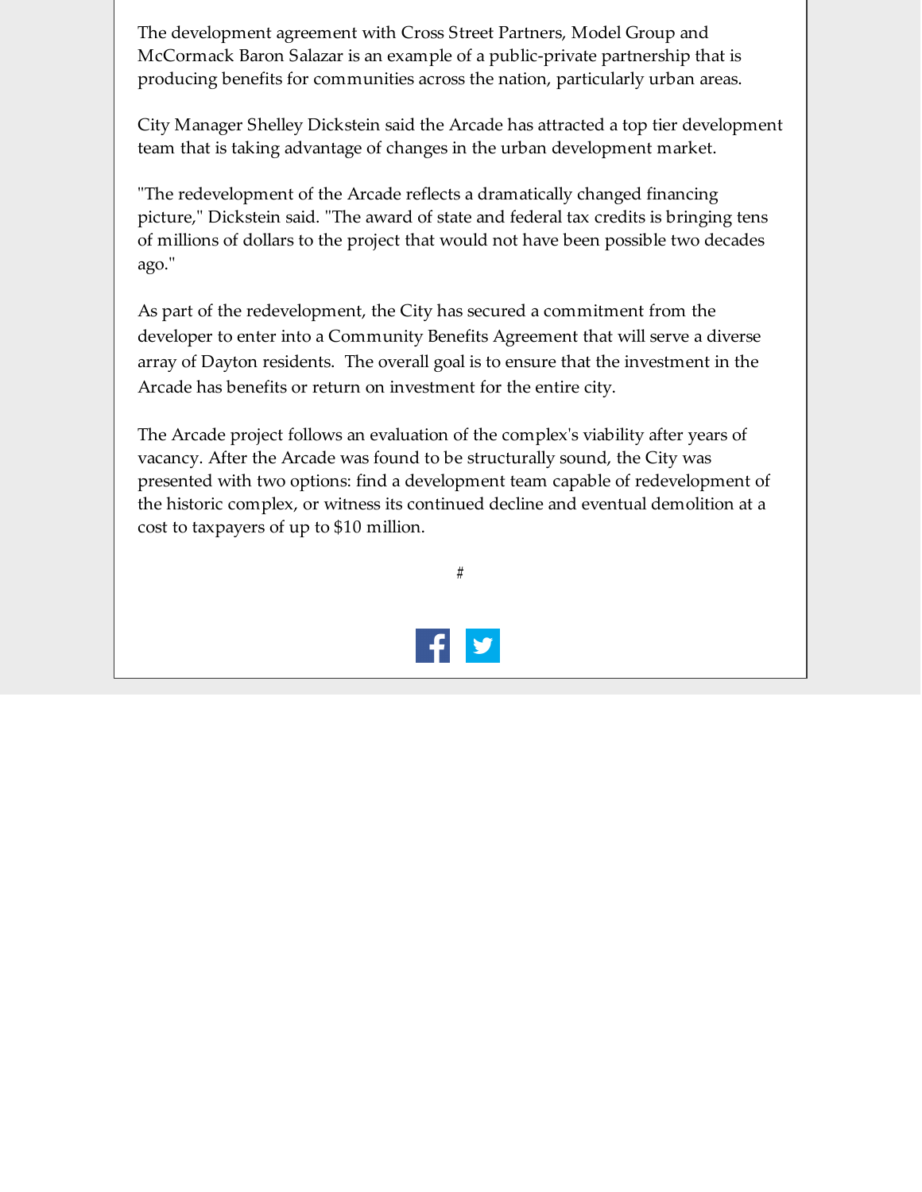The development agreement with Cross Street Partners, Model Group and McCormack Baron Salazar is an example of a public-private partnership that is producing benefits for communities across the nation, particularly urban areas.

City Manager Shelley Dickstein said the Arcade has attracted a top tier development team that is taking advantage of changes in the urban development market.

"The redevelopment of the Arcade reflects a dramatically changed financing picture," Dickstein said. "The award of state and federal tax credits is bringing tens of millions of dollars to the project that would not have been possible two decades ago."

As part of the redevelopment, the City has secured a commitment from the developer to enter into a Community Benefits Agreement that will serve a diverse array of Dayton residents. The overall goal is to ensure that the investment in the Arcade has benefits or return on investment for the entire city.

The Arcade project follows an evaluation of the complex's viability after years of vacancy. After the Arcade was found to be structurally sound, the City was presented with two options: find a development team capable of redevelopment of the historic complex, or witness its continued decline and eventual demolition at a cost to taxpayers of up to $10 million.

#